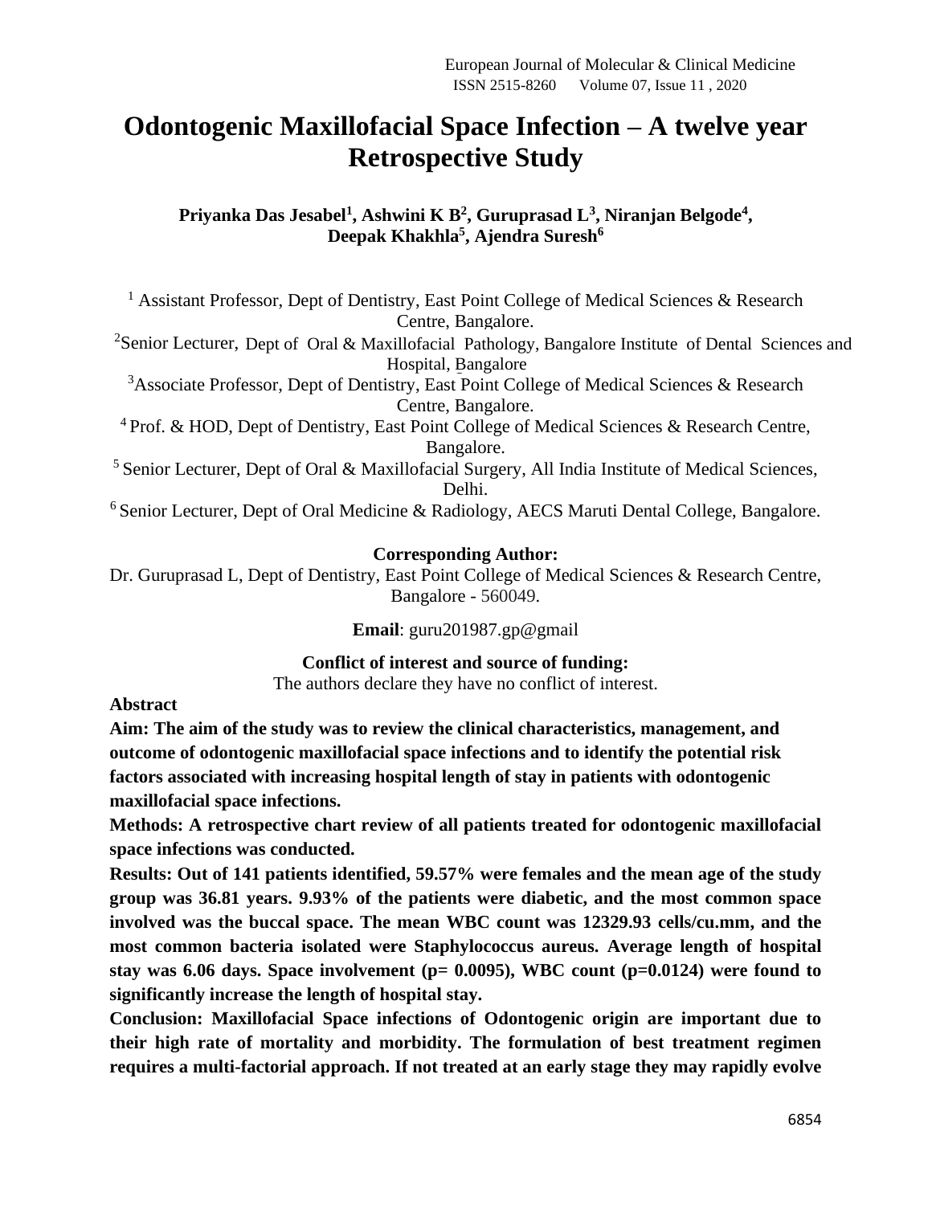# Odontogenic Maxillofacial Space Infection – A twelve year Retrospective Study

**Priyanka Das Jesabel[1], Ashwini K B[2], Guruprasad L[3], Niranjan Belgode[4], Deepak Khakhla[5], Ajendra Suresh[6]**

[1] Assistant Professor, Dept of Dentistry, East Point College of Medical Sciences & Research Centre, Bangalore.

[2]Senior Lecturer, Dept of Oral & Maxillofacial Pathology, Bangalore Institute of Dental Sciences and Hospital, Bangalore

[3]Associate Professor, Dept of Dentistry, East Point College of Medical Sciences & Research Centre, Bangalore.

[4] Prof. & HOD, Dept of Dentistry, East Point College of Medical Sciences & Research Centre, Bangalore.

[5] Senior Lecturer, Dept of Oral & Maxillofacial Surgery, All India Institute of Medical Sciences, Delhi.

[6] Senior Lecturer, Dept of Oral Medicine & Radiology, AECS Maruti Dental College, Bangalore.

**Corresponding Author:**

Dr. Guruprasad L, Dept of Dentistry, East Point College of Medical Sciences & Research Centre, Bangalore - 560049.

**Email**: guru201987.gp@gmail

**Conflict of interest and source of funding:**

The authors declare they have no conflict of interest.

**Abstract**

**Aim: The aim of the study was to review the clinical characteristics, management, and outcome of odontogenic maxillofacial space infections and to identify the potential risk factors associated with increasing hospital length of stay in patients with odontogenic maxillofacial space infections.**

**Methods: A retrospective chart review of all patients treated for odontogenic maxillofacial space infections was conducted.**

**Results: Out of 141 patients identified, 59.57% were females and the mean age of the study group was 36.81 years. 9.93% of the patients were diabetic, and the most common space involved was the buccal space. The mean WBC count was 12329.93 cells/cu.mm, and the most common bacteria isolated were Staphylococcus aureus. Average length of hospital stay was 6.06 days. Space involvement (p= 0.0095), WBC count (p=0.0124) were found to significantly increase the length of hospital stay.**

**Conclusion: Maxillofacial Space infections of Odontogenic origin are important due to their high rate of mortality and morbidity. The formulation of best treatment regimen requires a multi-factorial approach. If not treated at an early stage they may rapidly evolve**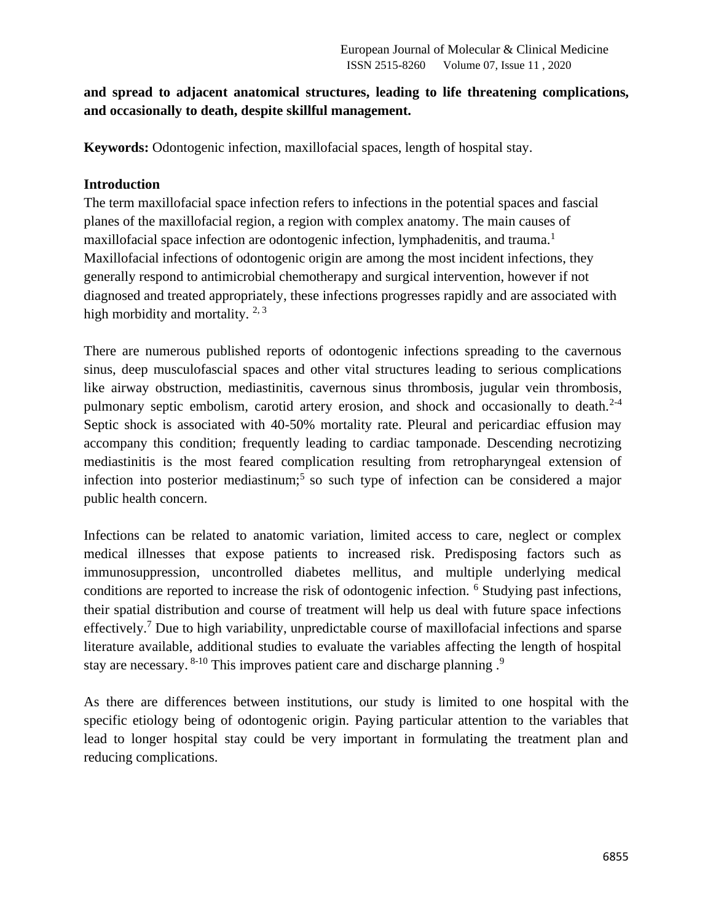**and spread to adjacent anatomical structures, leading to life threatening complications, and occasionally to death, despite skillful management.**

**Keywords:** Odontogenic infection, maxillofacial spaces, length of hospital stay.

## Introduction

The term maxillofacial space infection refers to infections in the potential spaces and fascial planes of the maxillofacial region, a region with complex anatomy. The main causes of maxillofacial space infection are odontogenic infection, lymphadenitis, and trauma.[1] Maxillofacial infections of odontogenic origin are among the most incident infections, they generally respond to antimicrobial chemotherapy and surgical intervention, however if not diagnosed and treated appropriately, these infections progresses rapidly and are associated with high morbidity and mortality. [2, 3]

There are numerous published reports of odontogenic infections spreading to the cavernous sinus, deep musculofascial spaces and other vital structures leading to serious complications like airway obstruction, mediastinitis, cavernous sinus thrombosis, jugular vein thrombosis, pulmonary septic embolism, carotid artery erosion, and shock and occasionally to death.[2-4] Septic shock is associated with 40-50% mortality rate. Pleural and pericardiac effusion may accompany this condition; frequently leading to cardiac tamponade. Descending necrotizing mediastinitis is the most feared complication resulting from retropharyngeal extension of infection into posterior mediastinum;[5] so such type of infection can be considered a major public health concern.

Infections can be related to anatomic variation, limited access to care, neglect or complex medical illnesses that expose patients to increased risk. Predisposing factors such as immunosuppression, uncontrolled diabetes mellitus, and multiple underlying medical conditions are reported to increase the risk of odontogenic infection. [6] Studying past infections, their spatial distribution and course of treatment will help us deal with future space infections effectively.[7] Due to high variability, unpredictable course of maxillofacial infections and sparse literature available, additional studies to evaluate the variables affecting the length of hospital stay are necessary. [8-10] This improves patient care and discharge planning .[9]

As there are differences between institutions, our study is limited to one hospital with the specific etiology being of odontogenic origin. Paying particular attention to the variables that lead to longer hospital stay could be very important in formulating the treatment plan and reducing complications.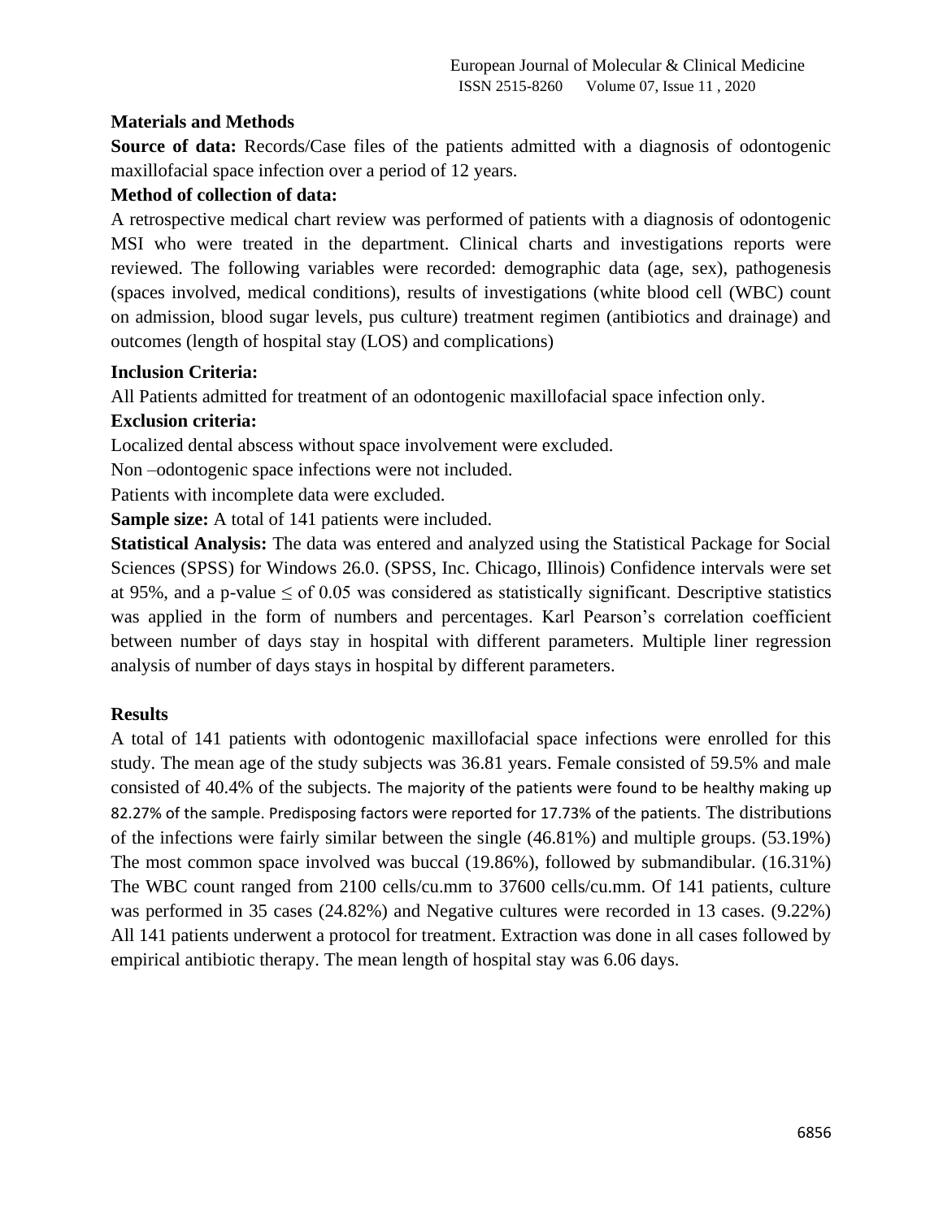## Materials and Methods

**Source of data:** Records/Case files of the patients admitted with a diagnosis of odontogenic maxillofacial space infection over a period of 12 years.

**Method of collection of data:**

A retrospective medical chart review was performed of patients with a diagnosis of odontogenic MSI who were treated in the department. Clinical charts and investigations reports were reviewed. The following variables were recorded: demographic data (age, sex), pathogenesis (spaces involved, medical conditions), results of investigations (white blood cell (WBC) count on admission, blood sugar levels, pus culture) treatment regimen (antibiotics and drainage) and outcomes (length of hospital stay (LOS) and complications)

**Inclusion Criteria:**

All Patients admitted for treatment of an odontogenic maxillofacial space infection only.

**Exclusion criteria:**

Localized dental abscess without space involvement were excluded.

Non –odontogenic space infections were not included.

Patients with incomplete data were excluded.

**Sample size:** A total of 141 patients were included.

**Statistical Analysis:** The data was entered and analyzed using the Statistical Package for Social Sciences (SPSS) for Windows 26.0. (SPSS, Inc. Chicago, Illinois) Confidence intervals were set at 95%, and a p-value ≤ of 0.05 was considered as statistically significant. Descriptive statistics was applied in the form of numbers and percentages. Karl Pearson's correlation coefficient between number of days stay in hospital with different parameters. Multiple liner regression analysis of number of days stays in hospital by different parameters.

## Results

A total of 141 patients with odontogenic maxillofacial space infections were enrolled for this study. The mean age of the study subjects was 36.81 years. Female consisted of 59.5% and male consisted of 40.4% of the subjects. The majority of the patients were found to be healthy making up 82.27% of the sample. Predisposing factors were reported for 17.73% of the patients. The distributions of the infections were fairly similar between the single (46.81%) and multiple groups. (53.19%) The most common space involved was buccal (19.86%), followed by submandibular. (16.31%) The WBC count ranged from 2100 cells/cu.mm to 37600 cells/cu.mm. Of 141 patients, culture was performed in 35 cases (24.82%) and Negative cultures were recorded in 13 cases. (9.22%) All 141 patients underwent a protocol for treatment. Extraction was done in all cases followed by empirical antibiotic therapy. The mean length of hospital stay was 6.06 days.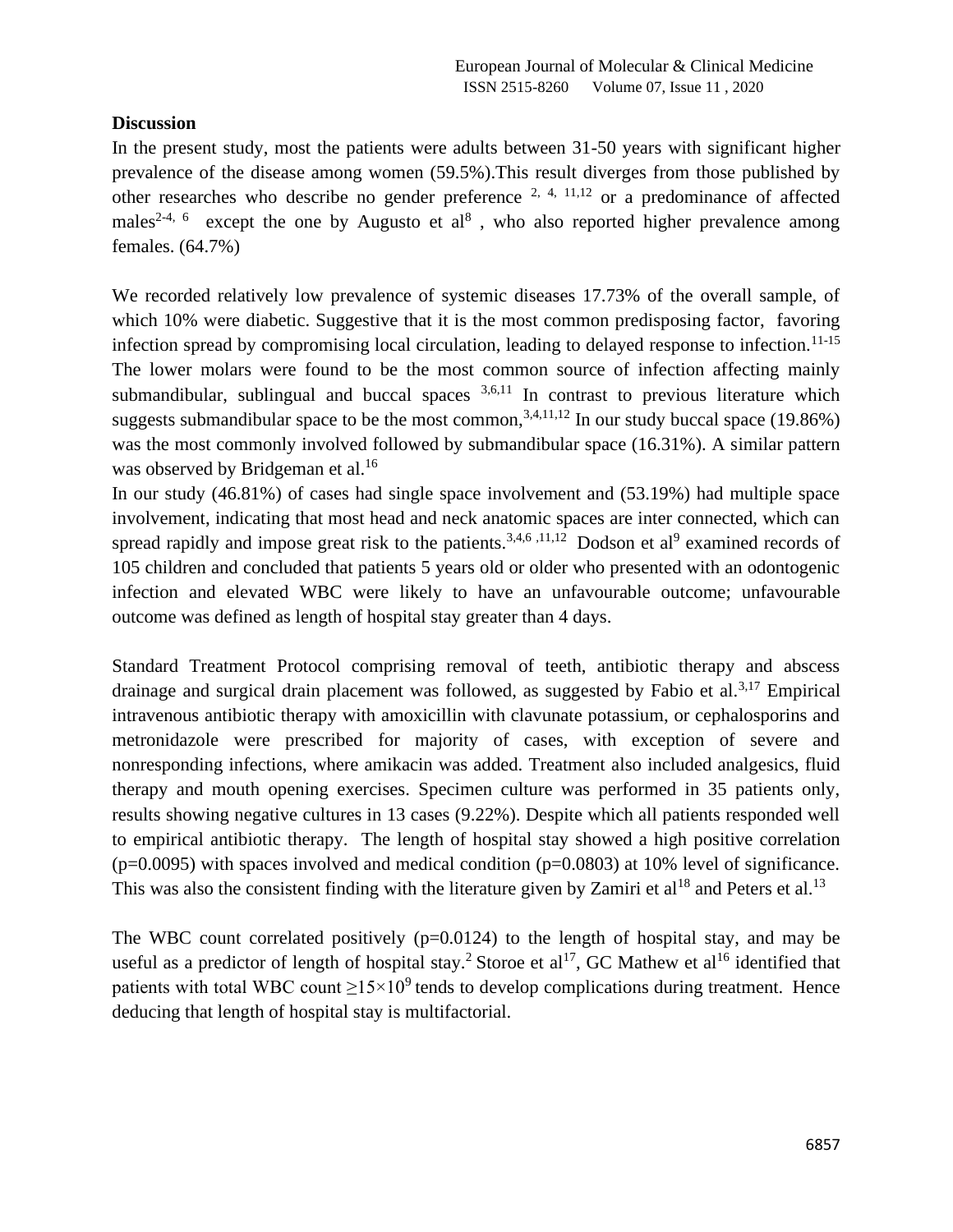## Discussion

In the present study, most the patients were adults between 31-50 years with significant higher prevalence of the disease among women (59.5%).This result diverges from those published by other researches who describe no gender preference [2, 4, 11,12] or a predominance of affected males[2-4, 6] except the one by Augusto et al[8] , who also reported higher prevalence among females. (64.7%)

We recorded relatively low prevalence of systemic diseases 17.73% of the overall sample, of which 10% were diabetic. Suggestive that it is the most common predisposing factor, favoring infection spread by compromising local circulation, leading to delayed response to infection.[11-15] The lower molars were found to be the most common source of infection affecting mainly submandibular, sublingual and buccal spaces [3,6,11] In contrast to previous literature which suggests submandibular space to be the most common,[3,4,11,12] In our study buccal space (19.86%) was the most commonly involved followed by submandibular space (16.31%). A similar pattern was observed by Bridgeman et al.[16]

In our study (46.81%) of cases had single space involvement and (53.19%) had multiple space involvement, indicating that most head and neck anatomic spaces are inter connected, which can spread rapidly and impose great risk to the patients.[3,4,6 ,11,12] Dodson et al[9] examined records of 105 children and concluded that patients 5 years old or older who presented with an odontogenic infection and elevated WBC were likely to have an unfavourable outcome; unfavourable outcome was defined as length of hospital stay greater than 4 days.

Standard Treatment Protocol comprising removal of teeth, antibiotic therapy and abscess drainage and surgical drain placement was followed, as suggested by Fabio et al.[3,17] Empirical intravenous antibiotic therapy with amoxicillin with clavunate potassium, or cephalosporins and metronidazole were prescribed for majority of cases, with exception of severe and nonresponding infections, where amikacin was added. Treatment also included analgesics, fluid therapy and mouth opening exercises. Specimen culture was performed in 35 patients only, results showing negative cultures in 13 cases (9.22%). Despite which all patients responded well to empirical antibiotic therapy. The length of hospital stay showed a high positive correlation ($p=0.0095$) with spaces involved and medical condition ($p=0.0803$) at 10% level of significance. This was also the consistent finding with the literature given by Zamiri et al[18] and Peters et al.[13]

The WBC count correlated positively ($p=0.0124$) to the length of hospital stay, and may be useful as a predictor of length of hospital stay.[2] Storoe et al[17], GC Mathew et al[16] identified that patients with total WBC count $\geq 15\times 10^9$ tends to develop complications during treatment. Hence deducing that length of hospital stay is multifactorial.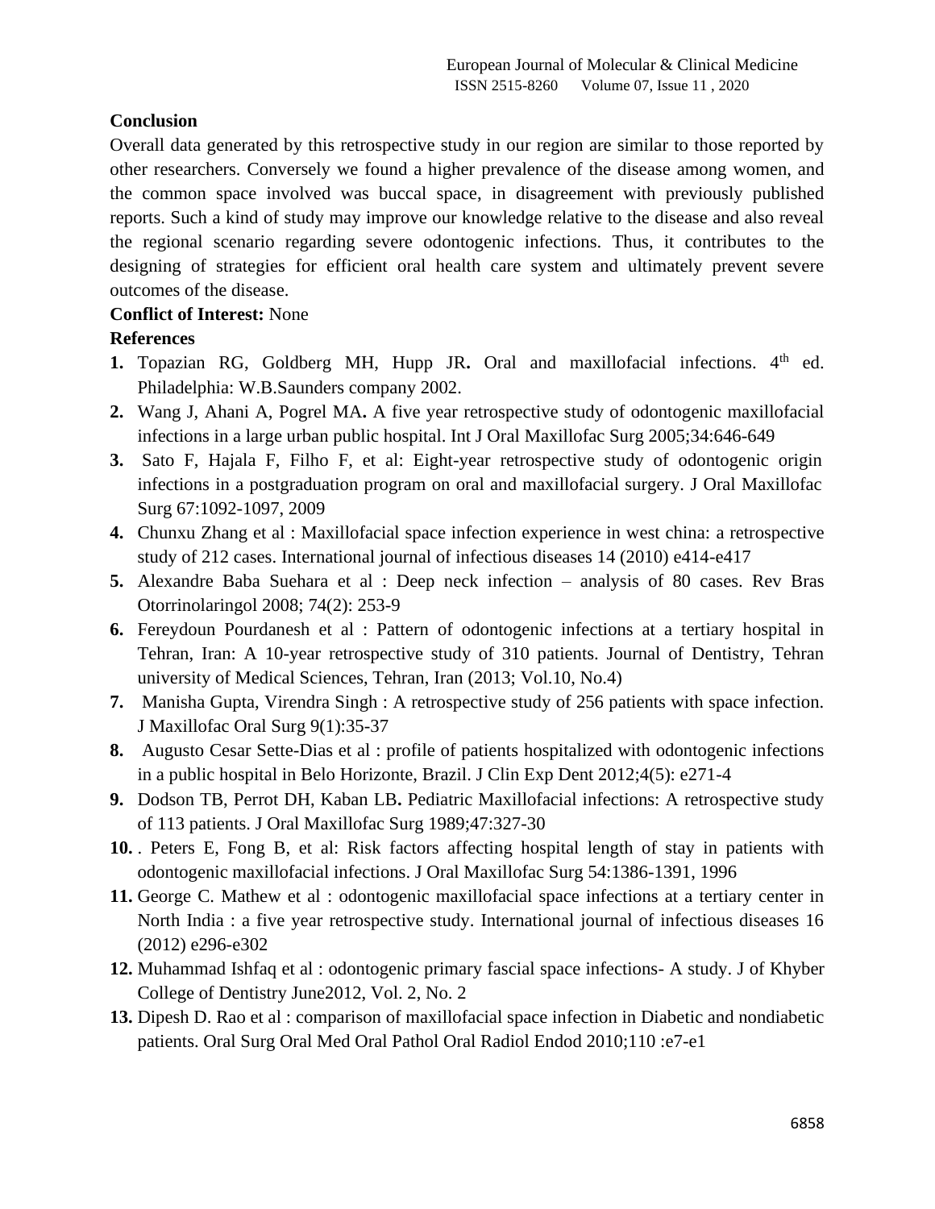**Conclusion**

Overall data generated by this retrospective study in our region are similar to those reported by other researchers. Conversely we found a higher prevalence of the disease among women, and the common space involved was buccal space, in disagreement with previously published reports. Such a kind of study may improve our knowledge relative to the disease and also reveal the regional scenario regarding severe odontogenic infections. Thus, it contributes to the designing of strategies for efficient oral health care system and ultimately prevent severe outcomes of the disease.

**Conflict of Interest:** None

**References**

1. Topazian RG, Goldberg MH, Hupp JR**.** Oral and maxillofacial infections. 4th ed. Philadelphia: W.B.Saunders company 2002.
2. Wang J, Ahani A, Pogrel MA**.** A five year retrospective study of odontogenic maxillofacial infections in a large urban public hospital. Int J Oral Maxillofac Surg 2005;34:646-649
3. Sato F, Hajala F, Filho F, et al: Eight-year retrospective study of odontogenic origin infections in a postgraduation program on oral and maxillofacial surgery. J Oral Maxillofac Surg 67:1092-1097, 2009
4. Chunxu Zhang et al : Maxillofacial space infection experience in west china: a retrospective study of 212 cases. International journal of infectious diseases 14 (2010) e414-e417
5. Alexandre Baba Suehara et al : Deep neck infection – analysis of 80 cases. Rev Bras Otorrinolaringol 2008; 74(2): 253-9
6. Fereydoun Pourdanesh et al : Pattern of odontogenic infections at a tertiary hospital in Tehran, Iran: A 10-year retrospective study of 310 patients. Journal of Dentistry, Tehran university of Medical Sciences, Tehran, Iran (2013; Vol.10, No.4)
7. Manisha Gupta, Virendra Singh : A retrospective study of 256 patients with space infection. J Maxillofac Oral Surg 9(1):35-37
8. Augusto Cesar Sette-Dias et al : profile of patients hospitalized with odontogenic infections in a public hospital in Belo Horizonte, Brazil. J Clin Exp Dent 2012;4(5): e271-4
9. Dodson TB, Perrot DH, Kaban LB**.** Pediatric Maxillofacial infections: A retrospective study of 113 patients. J Oral Maxillofac Surg 1989;47:327-30
10. . Peters E, Fong B, et al: Risk factors affecting hospital length of stay in patients with odontogenic maxillofacial infections. J Oral Maxillofac Surg 54:1386-1391, 1996
11. George C. Mathew et al : odontogenic maxillofacial space infections at a tertiary center in North India : a five year retrospective study. International journal of infectious diseases 16 (2012) e296-e302
12. Muhammad Ishfaq et al : odontogenic primary fascial space infections- A study. J of Khyber College of Dentistry June2012, Vol. 2, No. 2
13. Dipesh D. Rao et al : comparison of maxillofacial space infection in Diabetic and nondiabetic patients. Oral Surg Oral Med Oral Pathol Oral Radiol Endod 2010;110 :e7-e1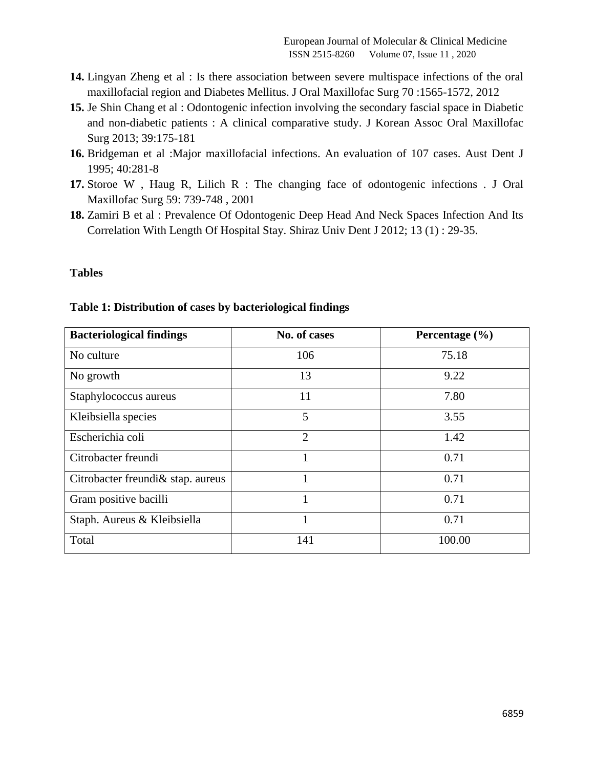14. Lingyan Zheng et al : Is there association between severe multispace infections of the oral maxillofacial region and Diabetes Mellitus. J Oral Maxillofac Surg 70 :1565-1572, 2012
15. Je Shin Chang et al : Odontogenic infection involving the secondary fascial space in Diabetic and non-diabetic patients : A clinical comparative study. J Korean Assoc Oral Maxillofac Surg 2013; 39:175-181
16. Bridgeman et al :Major maxillofacial infections. An evaluation of 107 cases. Aust Dent J 1995; 40:281-8
17. Storoe W , Haug R, Lilich R : The changing face of odontogenic infections . J Oral Maxillofac Surg 59: 739-748 , 2001
18. Zamiri B et al : Prevalence Of Odontogenic Deep Head And Neck Spaces Infection And Its Correlation With Length Of Hospital Stay. Shiraz Univ Dent J 2012; 13 (1) : 29-35.

## Tables

**Table 1: Distribution of cases by bacteriological findings**

| Bacteriological findings | No. of cases | Percentage (%) |
|---|---|---|
| No culture | 106 | 75.18 |
| No growth | 13 | 9.22 |
| Staphylococcus aureus | 11 | 7.80 |
| Kleibsiella species | 5 | 3.55 |
| Escherichia coli | 2 | 1.42 |
| Citrobacter freundi | 1 | 0.71 |
| Citrobacter freundi& stap. aureus | 1 | 0.71 |
| Gram positive bacilli | 1 | 0.71 |
| Staph. Aureus & Kleibsiella | 1 | 0.71 |
| Total | 141 | 100.00 |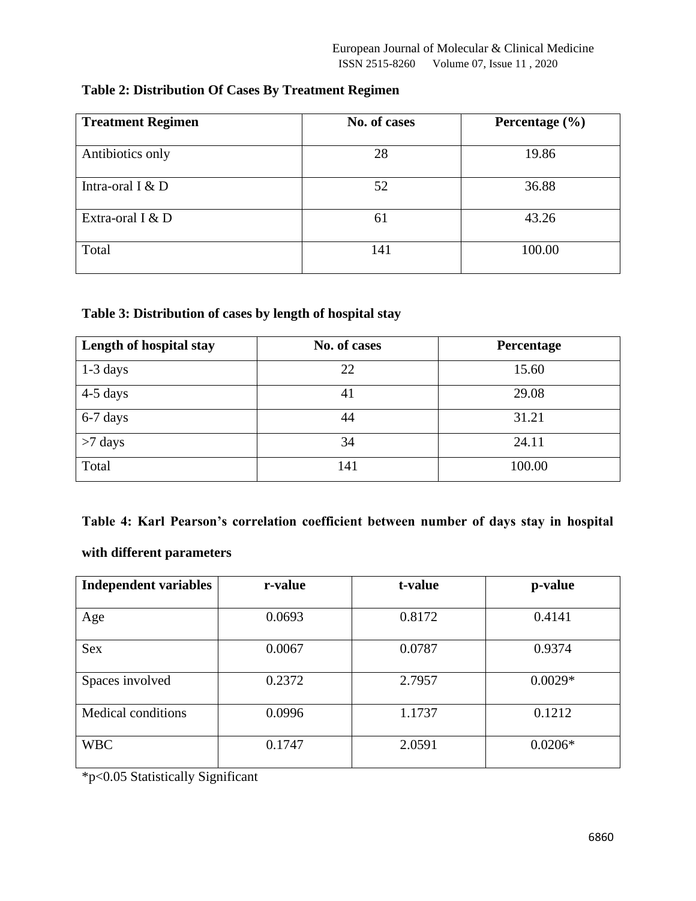**Table 2: Distribution Of Cases By Treatment Regimen**

| Treatment Regimen | No. of cases | Percentage (%) |
|---|---|---|
| Antibiotics only | 28 | 19.86 |
| Intra-oral I & D | 52 | 36.88 |
| Extra-oral I & D | 61 | 43.26 |
| Total | 141 | 100.00 |

**Table 3: Distribution of cases by length of hospital stay**

| Length of hospital stay | No. of cases | Percentage |
|---|---|---|
| 1-3 days | 22 | 15.60 |
| 4-5 days | 41 | 29.08 |
| 6-7 days | 44 | 31.21 |
| >7 days | 34 | 24.11 |
| Total | 141 | 100.00 |

**Table 4: Karl Pearson's correlation coefficient between number of days stay in hospital with different parameters**

| Independent variables | r-value | t-value | p-value |
|---|---|---|---|
| Age | 0.0693 | 0.8172 | 0.4141 |
| Sex | 0.0067 | 0.0787 | 0.9374 |
| Spaces involved | 0.2372 | 2.7957 | 0.0029* |
| Medical conditions | 0.0996 | 1.1737 | 0.1212 |
| WBC | 0.1747 | 2.0591 | 0.0206* |

*$p<0.05$ Statistically Significant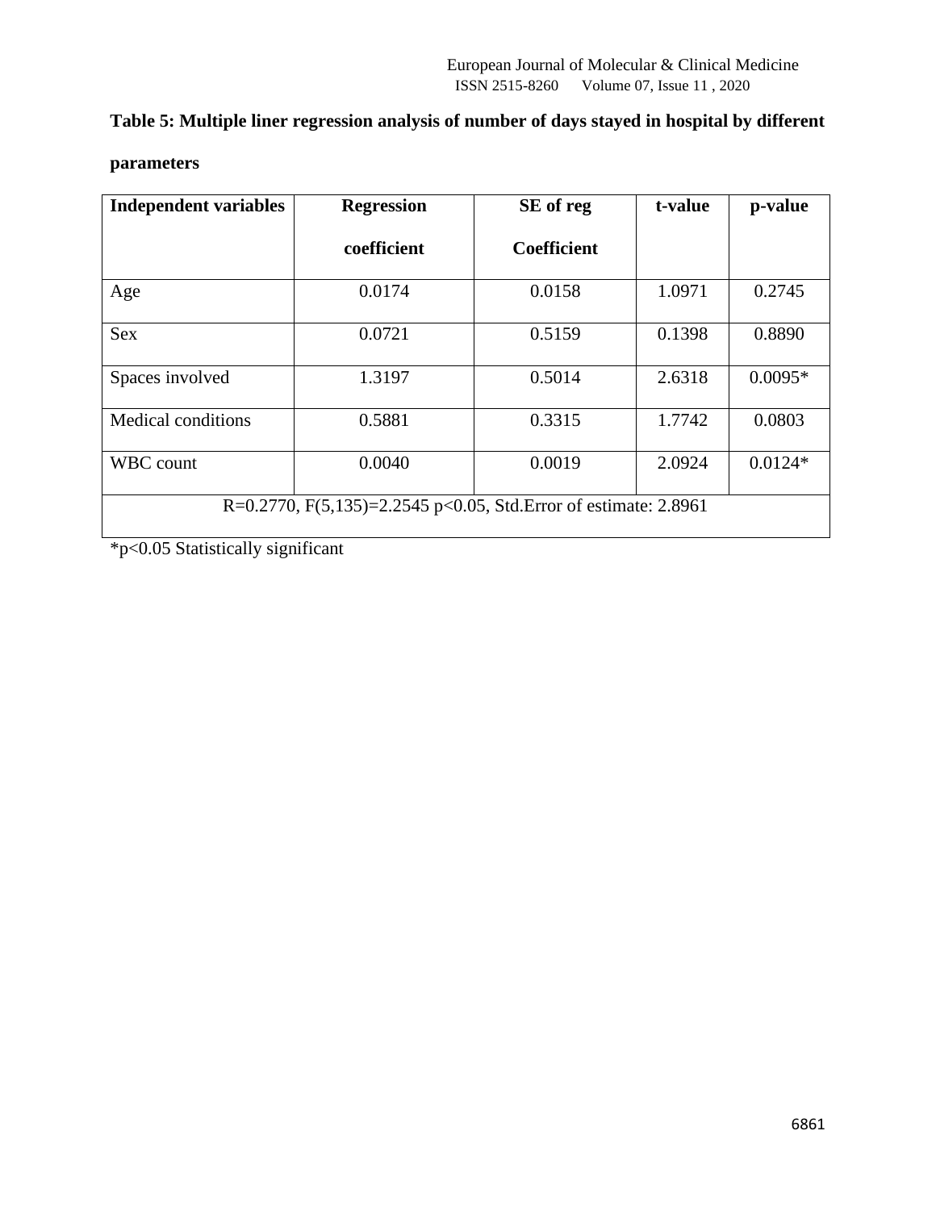**Table 5: Multiple liner regression analysis of number of days stayed in hospital by different parameters**

| Independent variables | Regression coefficient | SE of reg Coefficient | t-value | p-value |
|---|---|---|---|---|
| Age | 0.0174 | 0.0158 | 1.0971 | 0.2745 |
| Sex | 0.0721 | 0.5159 | 0.1398 | 0.8890 |
| Spaces involved | 1.3197 | 0.5014 | 2.6318 | 0.0095* |
| Medical conditions | 0.5881 | 0.3315 | 1.7742 | 0.0803 |
| WBC count | 0.0040 | 0.0019 | 2.0924 | 0.0124* |
| $R=0.2770$, $F(5,135)=2.2545$ $p<0.05$, Std.Error of estimate: 2.8961 | | | | |

*$p<0.05$ Statistically significant